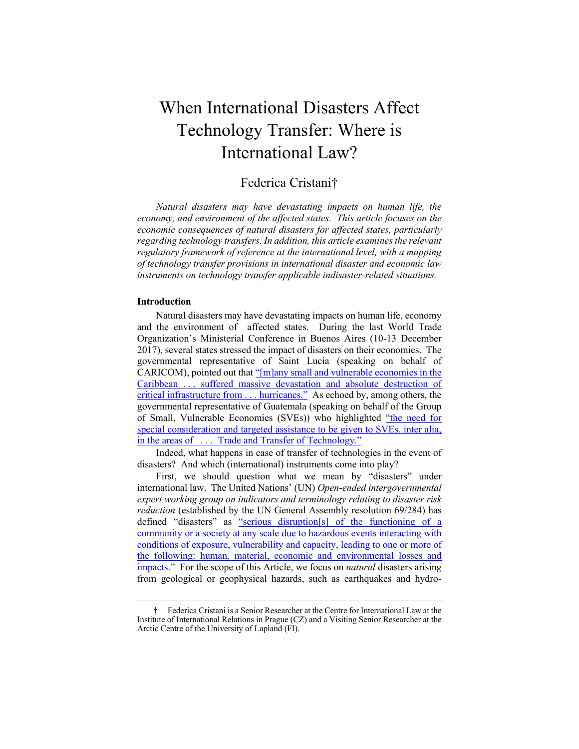# When International Disasters Affect Technology Transfer: Where is International Law?

Federica Cristani†

*Natural disasters may have devastating impacts on human life, the economy, and environment of the affected states. This article focuses on the economic consequences of natural disasters for affected states, particularly regarding technology transfers. In addition, this article examines the relevant regulatory framework of reference at the international level, with a mapping of technology transfer provisions in international disaster and economic law instruments on technology transfer applicable indisaster-related situations.*

## Introduction

Natural disasters may have devastating impacts on human life, economy and the environment of affected states. During the last World Trade Organization's Ministerial Conference in Buenos Aires (10-13 December 2017), several states stressed the impact of disasters on their economies. The governmental representative of Saint Lucia (speaking on behalf of CARICOM), pointed out that "[m]any small and vulnerable economies in the Caribbean . . . suffered massive devastation and absolute destruction of critical infrastructure from . . . hurricanes." As echoed by, among others, the governmental representative of Guatemala (speaking on behalf of the Group of Small, Vulnerable Economies (SVEs)) who highlighted "the need for special consideration and targeted assistance to be given to SVEs, inter alia, in the areas of . . . Trade and Transfer of Technology."

Indeed, what happens in case of transfer of technologies in the event of disasters? And which (international) instruments come into play?

First, we should question what we mean by "disasters" under international law. The United Nations' (UN) *Open-ended intergovernmental expert working group on indicators and terminology relating to disaster risk reduction* (established by the UN General Assembly resolution 69/284) has defined "disasters" as "serious disruption[s] of the functioning of a community or a society at any scale due to hazardous events interacting with conditions of exposure, vulnerability and capacity, leading to one or more of the following: human, material, economic and environmental losses and impacts." For the scope of this Article, we focus on *natural* disasters arising from geological or geophysical hazards, such as earthquakes and hydro-

† Federica Cristani is a Senior Researcher at the Centre for International Law at the Institute of International Relations in Prague (CZ) and a Visiting Senior Researcher at the Arctic Centre of the University of Lapland (FI).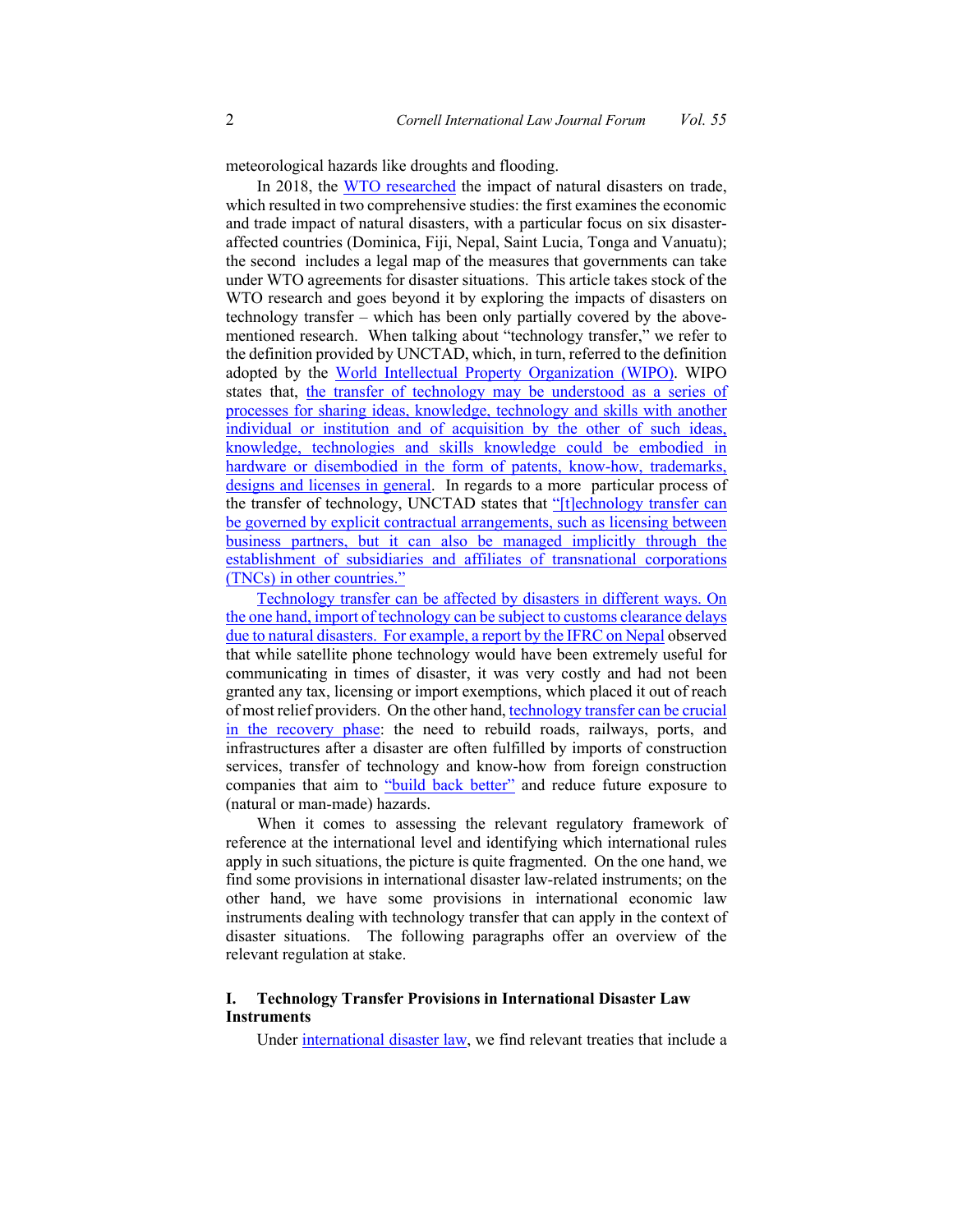meteorological hazards like droughts and flooding.

In 2018, the WTO researched the impact of natural disasters on trade, which resulted in two comprehensive studies: the first examines the economic and trade impact of natural disasters, with a particular focus on six disaster-affected countries (Dominica, Fiji, Nepal, Saint Lucia, Tonga and Vanuatu); the second includes a legal map of the measures that governments can take under WTO agreements for disaster situations. This article takes stock of the WTO research and goes beyond it by exploring the impacts of disasters on technology transfer – which has been only partially covered by the above-mentioned research. When talking about "technology transfer," we refer to the definition provided by UNCTAD, which, in turn, referred to the definition adopted by the World Intellectual Property Organization (WIPO). WIPO states that, the transfer of technology may be understood as a series of processes for sharing ideas, knowledge, technology and skills with another individual or institution and of acquisition by the other of such ideas, knowledge, technologies and skills knowledge could be embodied in hardware or disembodied in the form of patents, know-how, trademarks, designs and licenses in general. In regards to a more particular process of the transfer of technology, UNCTAD states that "[t]echnology transfer can be governed by explicit contractual arrangements, such as licensing between business partners, but it can also be managed implicitly through the establishment of subsidiaries and affiliates of transnational corporations (TNCs) in other countries."

Technology transfer can be affected by disasters in different ways. On the one hand, import of technology can be subject to customs clearance delays due to natural disasters. For example, a report by the IFRC on Nepal observed that while satellite phone technology would have been extremely useful for communicating in times of disaster, it was very costly and had not been granted any tax, licensing or import exemptions, which placed it out of reach of most relief providers. On the other hand, technology transfer can be crucial in the recovery phase: the need to rebuild roads, railways, ports, and infrastructures after a disaster are often fulfilled by imports of construction services, transfer of technology and know-how from foreign construction companies that aim to "build back better" and reduce future exposure to (natural or man-made) hazards.

When it comes to assessing the relevant regulatory framework of reference at the international level and identifying which international rules apply in such situations, the picture is quite fragmented. On the one hand, we find some provisions in international disaster law-related instruments; on the other hand, we have some provisions in international economic law instruments dealing with technology transfer that can apply in the context of disaster situations. The following paragraphs offer an overview of the relevant regulation at stake.

## I. Technology Transfer Provisions in International Disaster Law Instruments

Under international disaster law, we find relevant treaties that include a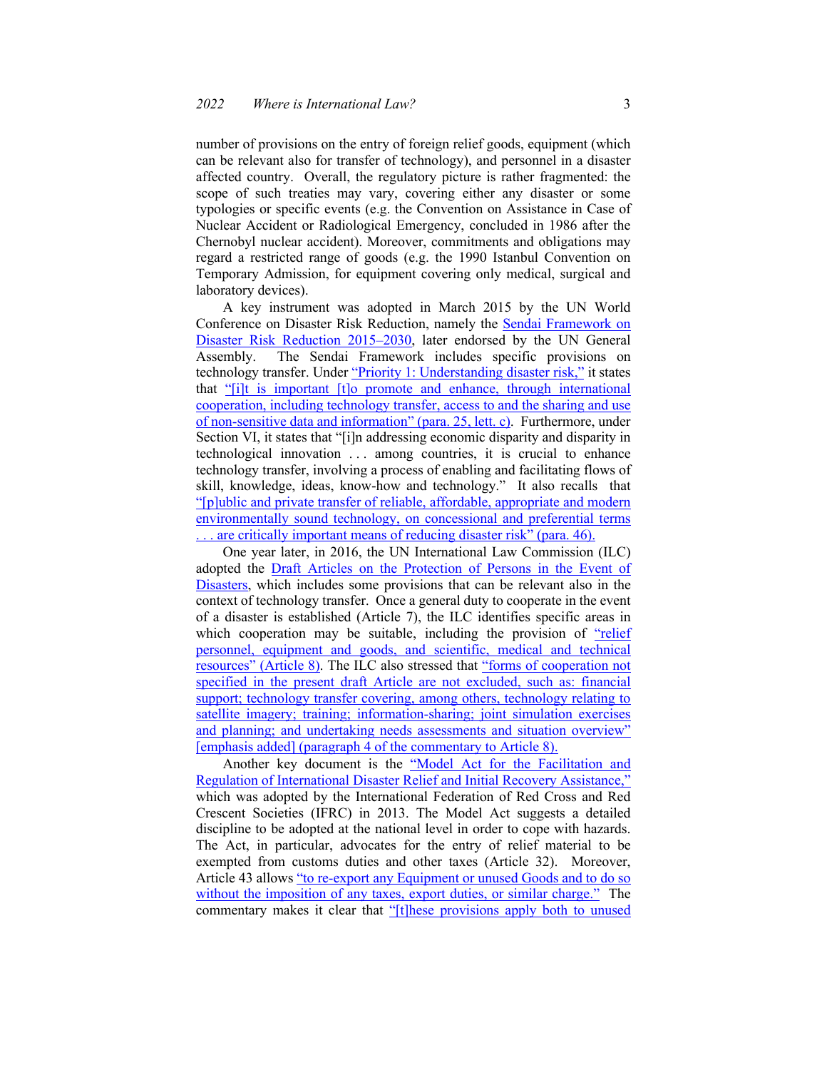number of provisions on the entry of foreign relief goods, equipment (which can be relevant also for transfer of technology), and personnel in a disaster affected country. Overall, the regulatory picture is rather fragmented: the scope of such treaties may vary, covering either any disaster or some typologies or specific events (e.g. the Convention on Assistance in Case of Nuclear Accident or Radiological Emergency, concluded in 1986 after the Chernobyl nuclear accident). Moreover, commitments and obligations may regard a restricted range of goods (e.g. the 1990 Istanbul Convention on Temporary Admission, for equipment covering only medical, surgical and laboratory devices).

A key instrument was adopted in March 2015 by the UN World Conference on Disaster Risk Reduction, namely the Sendai Framework on Disaster Risk Reduction 2015–2030, later endorsed by the UN General Assembly. The Sendai Framework includes specific provisions on technology transfer. Under "Priority 1: Understanding disaster risk," it states that "[i]t is important [t]o promote and enhance, through international cooperation, including technology transfer, access to and the sharing and use of non-sensitive data and information" (para. 25, lett. c). Furthermore, under Section VI, it states that "[i]n addressing economic disparity and disparity in technological innovation . . . among countries, it is crucial to enhance technology transfer, involving a process of enabling and facilitating flows of skill, knowledge, ideas, know-how and technology." It also recalls that "[p]ublic and private transfer of reliable, affordable, appropriate and modern environmentally sound technology, on concessional and preferential terms . . . are critically important means of reducing disaster risk" (para. 46).

One year later, in 2016, the UN International Law Commission (ILC) adopted the Draft Articles on the Protection of Persons in the Event of Disasters, which includes some provisions that can be relevant also in the context of technology transfer. Once a general duty to cooperate in the event of a disaster is established (Article 7), the ILC identifies specific areas in which cooperation may be suitable, including the provision of "relief personnel, equipment and goods, and scientific, medical and technical resources" (Article 8). The ILC also stressed that "forms of cooperation not specified in the present draft Article are not excluded, such as: financial support; technology transfer covering, among others, technology relating to satellite imagery; training; information-sharing; joint simulation exercises and planning; and undertaking needs assessments and situation overview" [emphasis added] (paragraph 4 of the commentary to Article 8).

Another key document is the "Model Act for the Facilitation and Regulation of International Disaster Relief and Initial Recovery Assistance," which was adopted by the International Federation of Red Cross and Red Crescent Societies (IFRC) in 2013. The Model Act suggests a detailed discipline to be adopted at the national level in order to cope with hazards. The Act, in particular, advocates for the entry of relief material to be exempted from customs duties and other taxes (Article 32). Moreover, Article 43 allows "to re-export any Equipment or unused Goods and to do so without the imposition of any taxes, export duties, or similar charge." The commentary makes it clear that "[t]hese provisions apply both to unused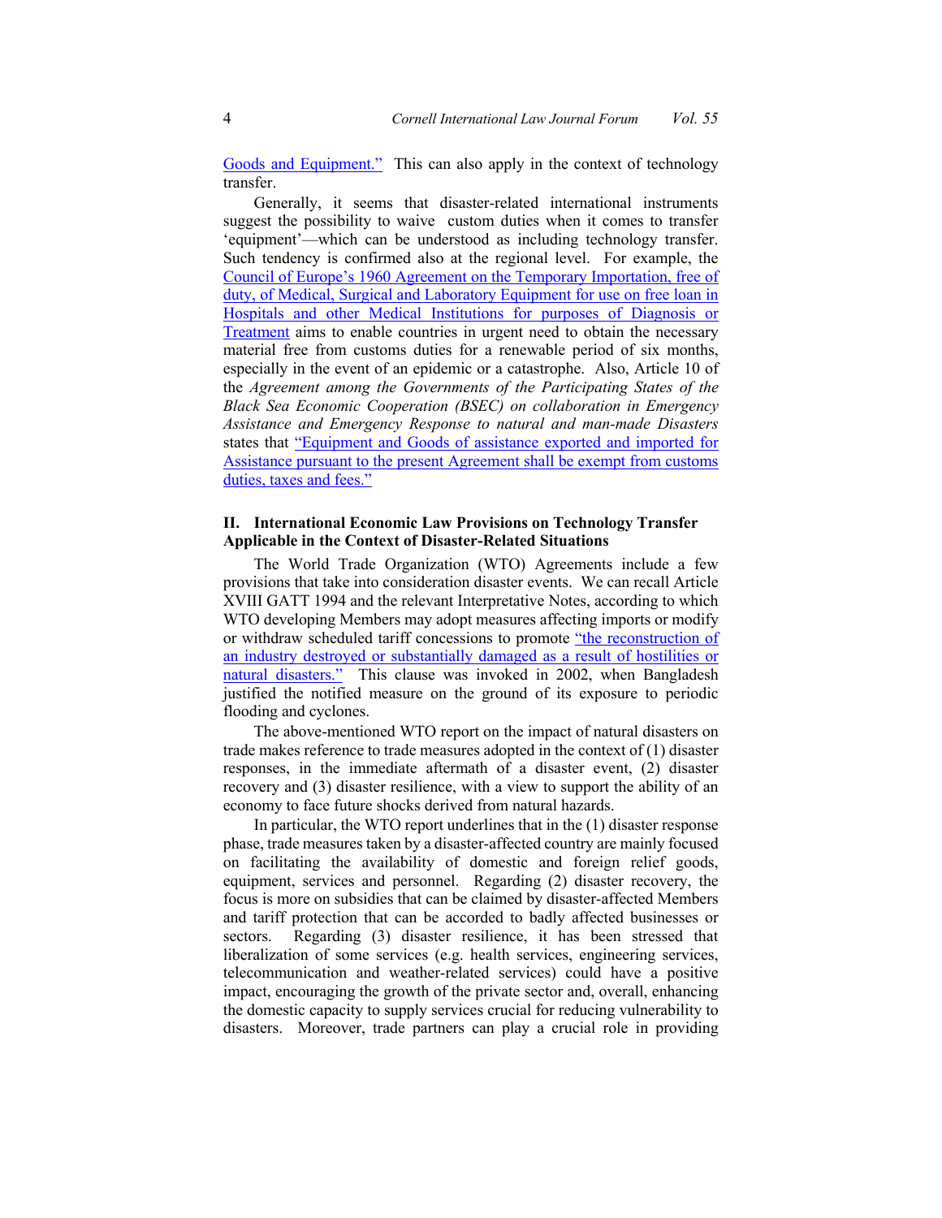Goods and Equipment." This can also apply in the context of technology transfer.

Generally, it seems that disaster-related international instruments suggest the possibility to waive custom duties when it comes to transfer 'equipment'—which can be understood as including technology transfer. Such tendency is confirmed also at the regional level. For example, the Council of Europe's 1960 Agreement on the Temporary Importation, free of duty, of Medical, Surgical and Laboratory Equipment for use on free loan in Hospitals and other Medical Institutions for purposes of Diagnosis or Treatment aims to enable countries in urgent need to obtain the necessary material free from customs duties for a renewable period of six months, especially in the event of an epidemic or a catastrophe. Also, Article 10 of the *Agreement among the Governments of the Participating States of the Black Sea Economic Cooperation (BSEC) on collaboration in Emergency Assistance and Emergency Response to natural and man-made Disasters* states that "Equipment and Goods of assistance exported and imported for Assistance pursuant to the present Agreement shall be exempt from customs duties, taxes and fees."

## II. International Economic Law Provisions on Technology Transfer Applicable in the Context of Disaster-Related Situations

The World Trade Organization (WTO) Agreements include a few provisions that take into consideration disaster events. We can recall Article XVIII GATT 1994 and the relevant Interpretative Notes, according to which WTO developing Members may adopt measures affecting imports or modify or withdraw scheduled tariff concessions to promote "the reconstruction of an industry destroyed or substantially damaged as a result of hostilities or natural disasters." This clause was invoked in 2002, when Bangladesh justified the notified measure on the ground of its exposure to periodic flooding and cyclones.

The above-mentioned WTO report on the impact of natural disasters on trade makes reference to trade measures adopted in the context of (1) disaster responses, in the immediate aftermath of a disaster event, (2) disaster recovery and (3) disaster resilience, with a view to support the ability of an economy to face future shocks derived from natural hazards.

In particular, the WTO report underlines that in the (1) disaster response phase, trade measures taken by a disaster-affected country are mainly focused on facilitating the availability of domestic and foreign relief goods, equipment, services and personnel. Regarding (2) disaster recovery, the focus is more on subsidies that can be claimed by disaster-affected Members and tariff protection that can be accorded to badly affected businesses or sectors. Regarding (3) disaster resilience, it has been stressed that liberalization of some services (e.g. health services, engineering services, telecommunication and weather-related services) could have a positive impact, encouraging the growth of the private sector and, overall, enhancing the domestic capacity to supply services crucial for reducing vulnerability to disasters. Moreover, trade partners can play a crucial role in providing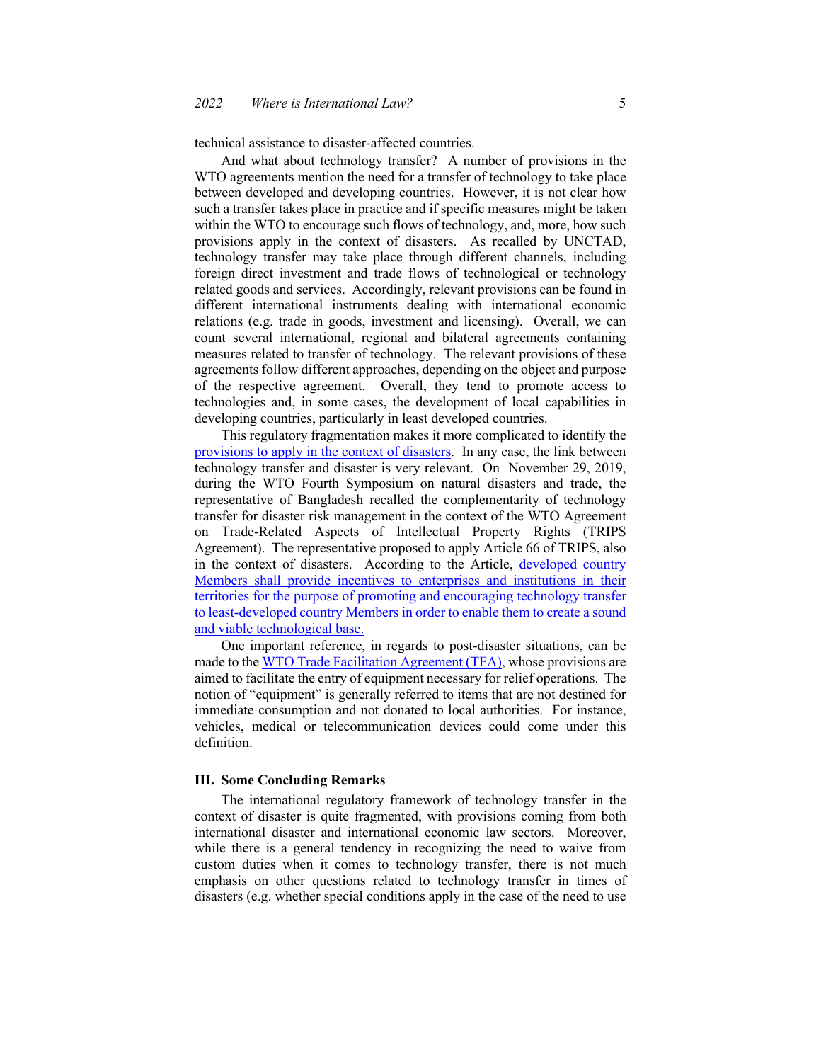technical assistance to disaster-affected countries.

And what about technology transfer? A number of provisions in the WTO agreements mention the need for a transfer of technology to take place between developed and developing countries. However, it is not clear how such a transfer takes place in practice and if specific measures might be taken within the WTO to encourage such flows of technology, and, more, how such provisions apply in the context of disasters. As recalled by UNCTAD, technology transfer may take place through different channels, including foreign direct investment and trade flows of technological or technology related goods and services. Accordingly, relevant provisions can be found in different international instruments dealing with international economic relations (e.g. trade in goods, investment and licensing). Overall, we can count several international, regional and bilateral agreements containing measures related to transfer of technology. The relevant provisions of these agreements follow different approaches, depending on the object and purpose of the respective agreement. Overall, they tend to promote access to technologies and, in some cases, the development of local capabilities in developing countries, particularly in least developed countries.

This regulatory fragmentation makes it more complicated to identify the provisions to apply in the context of disasters. In any case, the link between technology transfer and disaster is very relevant. On November 29, 2019, during the WTO Fourth Symposium on natural disasters and trade, the representative of Bangladesh recalled the complementarity of technology transfer for disaster risk management in the context of the WTO Agreement on Trade-Related Aspects of Intellectual Property Rights (TRIPS Agreement). The representative proposed to apply Article 66 of TRIPS, also in the context of disasters. According to the Article, developed country Members shall provide incentives to enterprises and institutions in their territories for the purpose of promoting and encouraging technology transfer to least-developed country Members in order to enable them to create a sound and viable technological base.

One important reference, in regards to post-disaster situations, can be made to the WTO Trade Facilitation Agreement (TFA), whose provisions are aimed to facilitate the entry of equipment necessary for relief operations. The notion of "equipment" is generally referred to items that are not destined for immediate consumption and not donated to local authorities. For instance, vehicles, medical or telecommunication devices could come under this definition.

## III. Some Concluding Remarks

The international regulatory framework of technology transfer in the context of disaster is quite fragmented, with provisions coming from both international disaster and international economic law sectors. Moreover, while there is a general tendency in recognizing the need to waive from custom duties when it comes to technology transfer, there is not much emphasis on other questions related to technology transfer in times of disasters (e.g. whether special conditions apply in the case of the need to use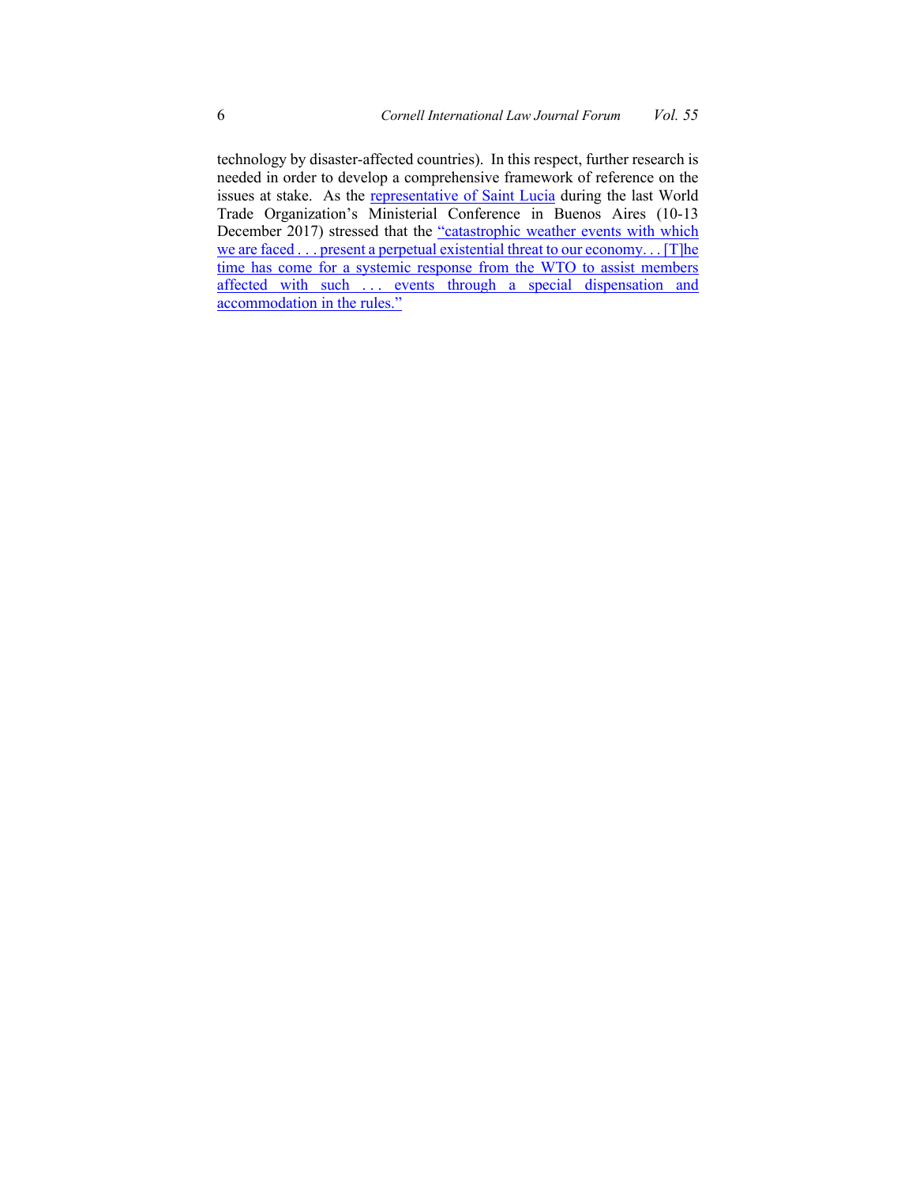technology by disaster-affected countries). In this respect, further research is needed in order to develop a comprehensive framework of reference on the issues at stake. As the representative of Saint Lucia during the last World Trade Organization's Ministerial Conference in Buenos Aires (10-13 December 2017) stressed that the "catastrophic weather events with which we are faced . . . present a perpetual existential threat to our economy. . . [T]he time has come for a systemic response from the WTO to assist members affected with such . . . events through a special dispensation and accommodation in the rules."